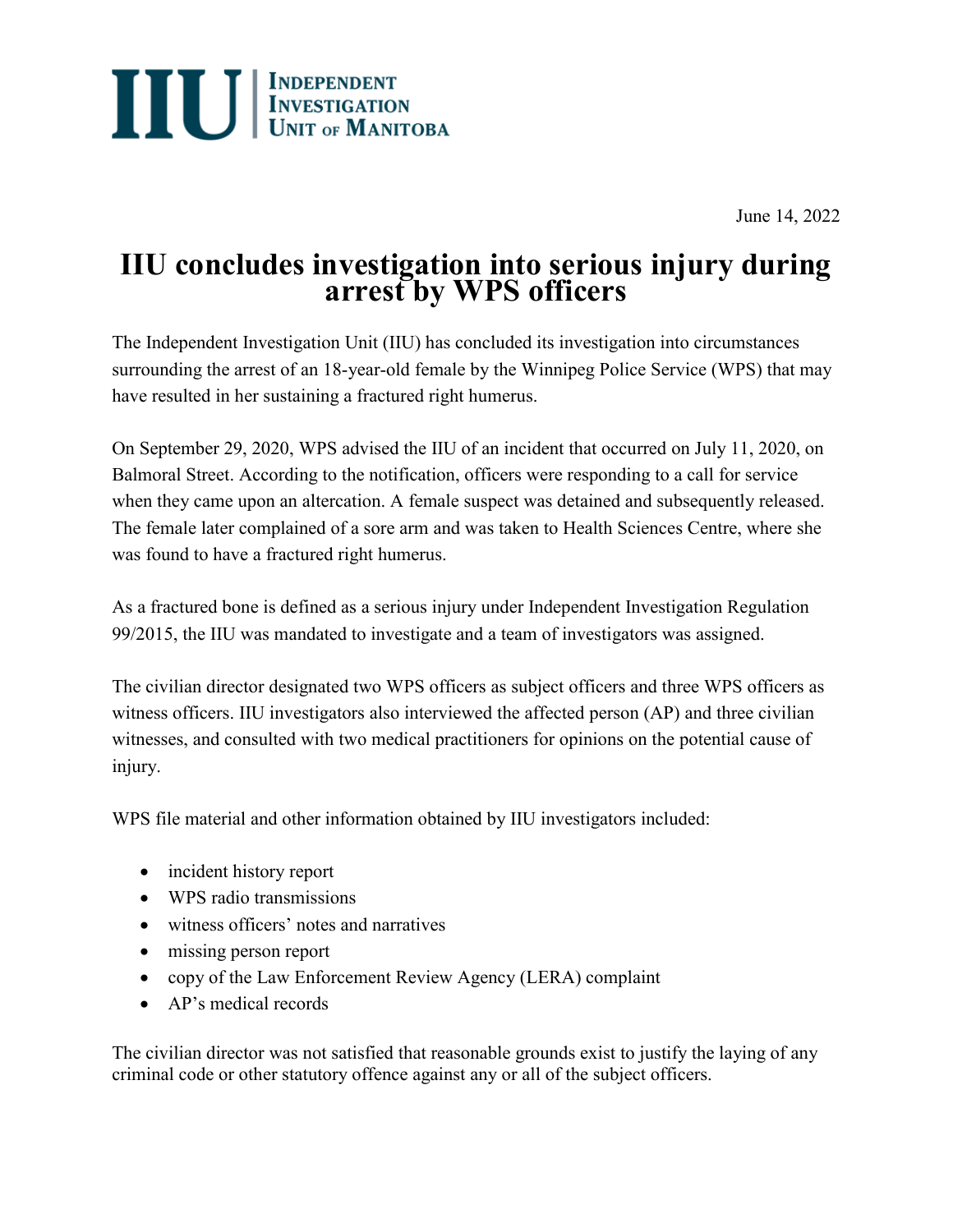IIU | Independent Investigation Unit of Manitoba

June 14, 2022

# IIU concludes investigation into serious injury during arrest by WPS officers

The Independent Investigation Unit (IIU) has concluded its investigation into circumstances surrounding the arrest of an 18-year-old female by the Winnipeg Police Service (WPS) that may have resulted in her sustaining a fractured right humerus.

On September 29, 2020, WPS advised the IIU of an incident that occurred on July 11, 2020, on Balmoral Street. According to the notification, officers were responding to a call for service when they came upon an altercation. A female suspect was detained and subsequently released. The female later complained of a sore arm and was taken to Health Sciences Centre, where she was found to have a fractured right humerus.

As a fractured bone is defined as a serious injury under Independent Investigation Regulation 99/2015, the IIU was mandated to investigate and a team of investigators was assigned.

The civilian director designated two WPS officers as subject officers and three WPS officers as witness officers. IIU investigators also interviewed the affected person (AP) and three civilian witnesses, and consulted with two medical practitioners for opinions on the potential cause of injury.

WPS file material and other information obtained by IIU investigators included:

- incident history report
- WPS radio transmissions
- witness officers' notes and narratives
- missing person report
- copy of the Law Enforcement Review Agency (LERA) complaint
- AP's medical records

The civilian director was not satisfied that reasonable grounds exist to justify the laying of any criminal code or other statutory offence against any or all of the subject officers.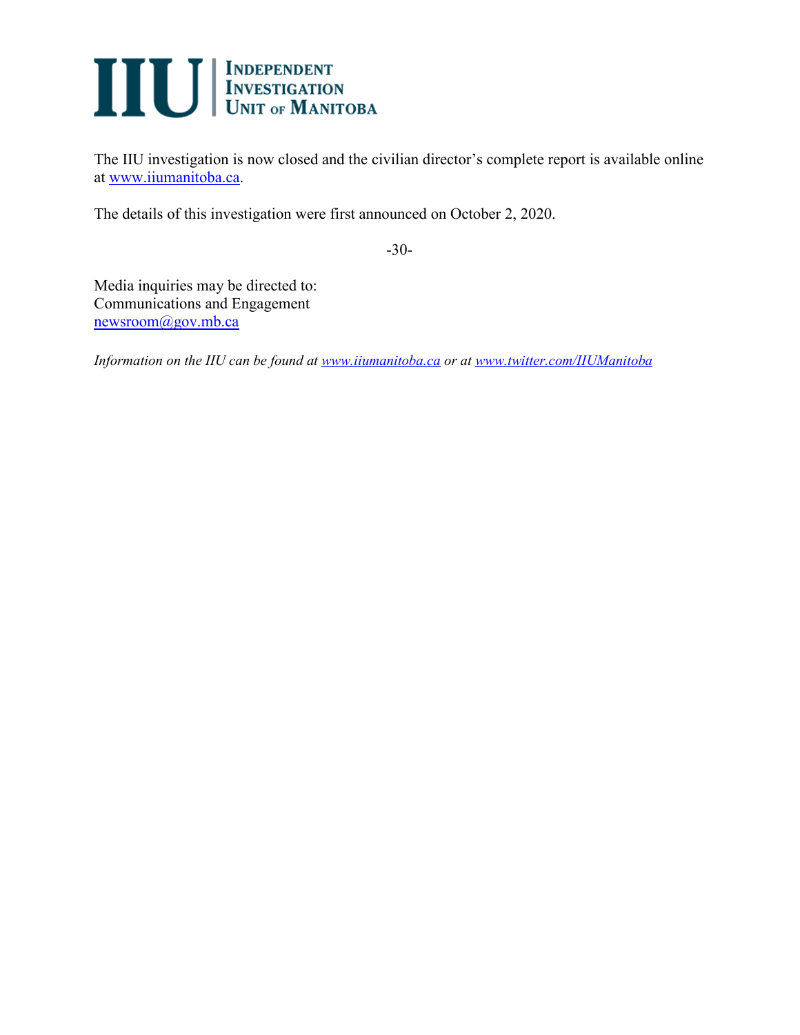IIU | INDEPENDENT INVESTIGATION UNIT OF MANITOBA

The IIU investigation is now closed and the civilian director's complete report is available online at www.iiumanitoba.ca.

The details of this investigation were first announced on October 2, 2020.

-30-

Media inquiries may be directed to:
Communications and Engagement
newsroom@gov.mb.ca

*Information on the IIU can be found at www.iiumanitoba.ca or at www.twitter.com/IIUManitoba*